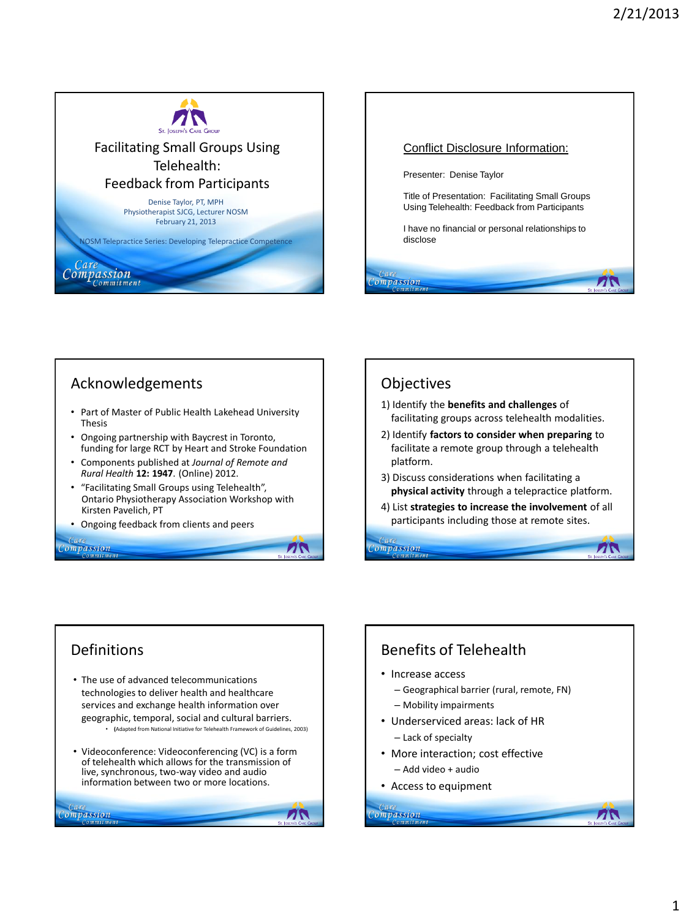# Facilitating Small Groups Using Telehealth: Feedback from Participants

Denise Taylor, PT, MPH
Physiotherapist SJCG, Lecturer NOSM
February 21, 2013

NOSM Telepractice Series: Developing Telepractice Competence

## Conflict Disclosure Information:

Presenter: Denise Taylor

Title of Presentation: Facilitating Small Groups Using Telehealth: Feedback from Participants

I have no financial or personal relationships to disclose

## Acknowledgements

- Part of Master of Public Health Lakehead University Thesis
- Ongoing partnership with Baycrest in Toronto, funding for large RCT by Heart and Stroke Foundation
- Components published at *Journal of Remote and Rural Health* **12: 1947**. (Online) 2012.
- "Facilitating Small Groups using Telehealth", Ontario Physiotherapy Association Workshop with Kirsten Pavelich, PT
- Ongoing feedback from clients and peers

## Objectives

1) Identify the **benefits and challenges** of facilitating groups across telehealth modalities.
2) Identify **factors to consider when preparing** to facilitate a remote group through a telehealth platform.
3) Discuss considerations when facilitating a **physical activity** through a telepractice platform.
4) List **strategies to increase the involvement** of all participants including those at remote sites.

## Definitions

- The use of advanced telecommunications technologies to deliver health and healthcare services and exchange health information over geographic, temporal, social and cultural barriers.
  - (Adapted from National Initiative for Telehealth Framework of Guidelines, 2003)
- Videoconference: Videoconferencing (VC) is a form of telehealth which allows for the transmission of live, synchronous, two-way video and audio information between two or more locations.

## Benefits of Telehealth

- Increase access
  - Geographical barrier (rural, remote, FN)
  - Mobility impairments
- Underserviced areas: lack of HR
  - Lack of specialty
- More interaction; cost effective
  - Add video + audio
- Access to equipment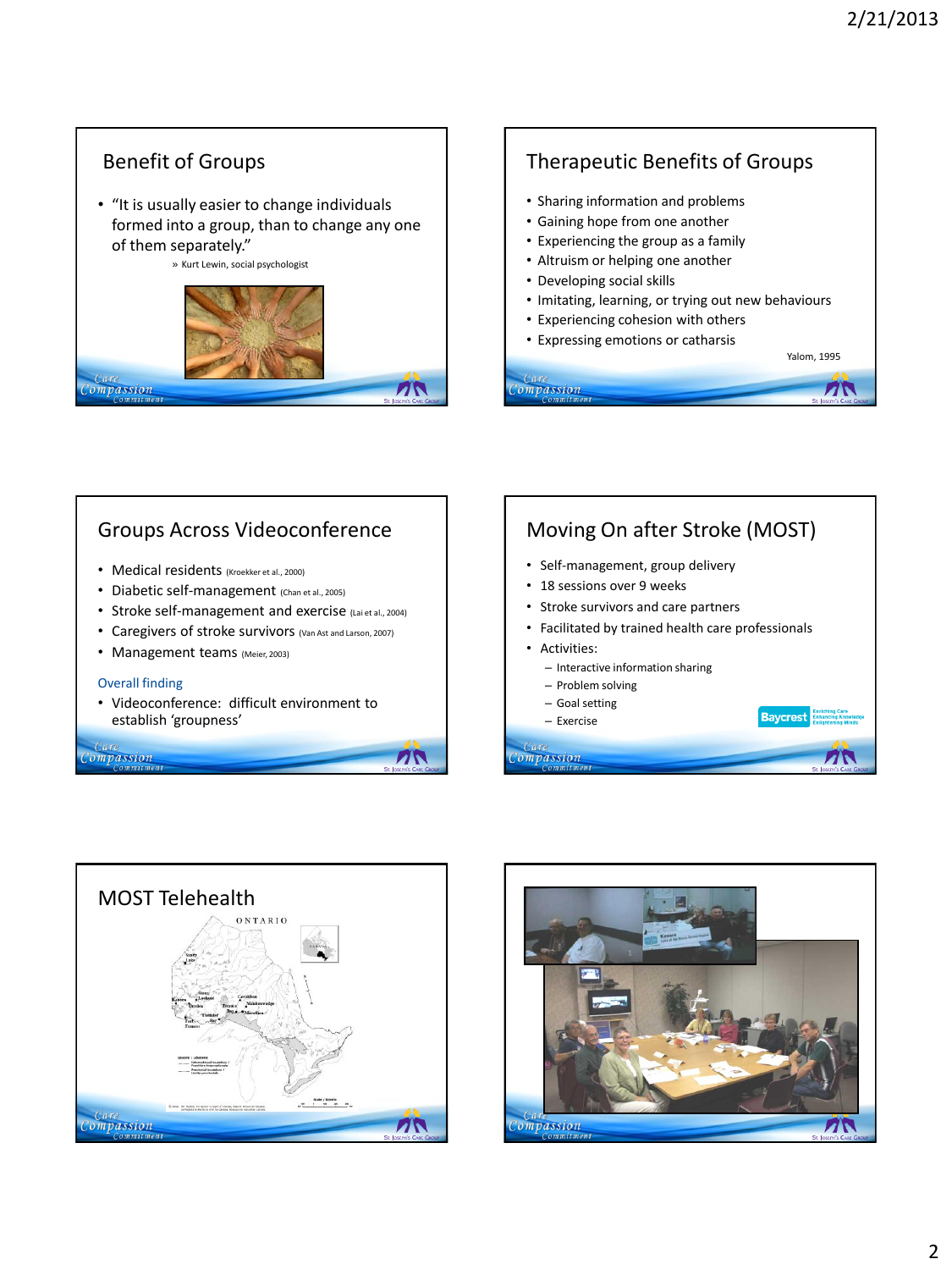## Benefit of Groups

- "It is usually easier to change individuals formed into a group, than to change any one of them separately."
  - » Kurt Lewin, social psychologist

## Therapeutic Benefits of Groups

- Sharing information and problems
- Gaining hope from one another
- Experiencing the group as a family
- Altruism or helping one another
- Developing social skills
- Imitating, learning, or trying out new behaviours
- Experiencing cohesion with others
- Expressing emotions or catharsis

Yalom, 1995

## Groups Across Videoconference

- Medical residents (Kroekker et al., 2000)
- Diabetic self-management (Chan et al., 2005)
- Stroke self-management and exercise (Lai et al., 2004)
- Caregivers of stroke survivors (Van Ast and Larson, 2007)
- Management teams (Meier, 2003)

Overall finding

- Videoconference: difficult environment to establish 'groupness'

## Moving On after Stroke (MOST)

- Self-management, group delivery
- 18 sessions over 9 weeks
- Stroke survivors and care partners
- Facilitated by trained health care professionals
- Activities:
  - Interactive information sharing
  - Problem solving
  - Goal setting
  - Exercise

## MOST Telehealth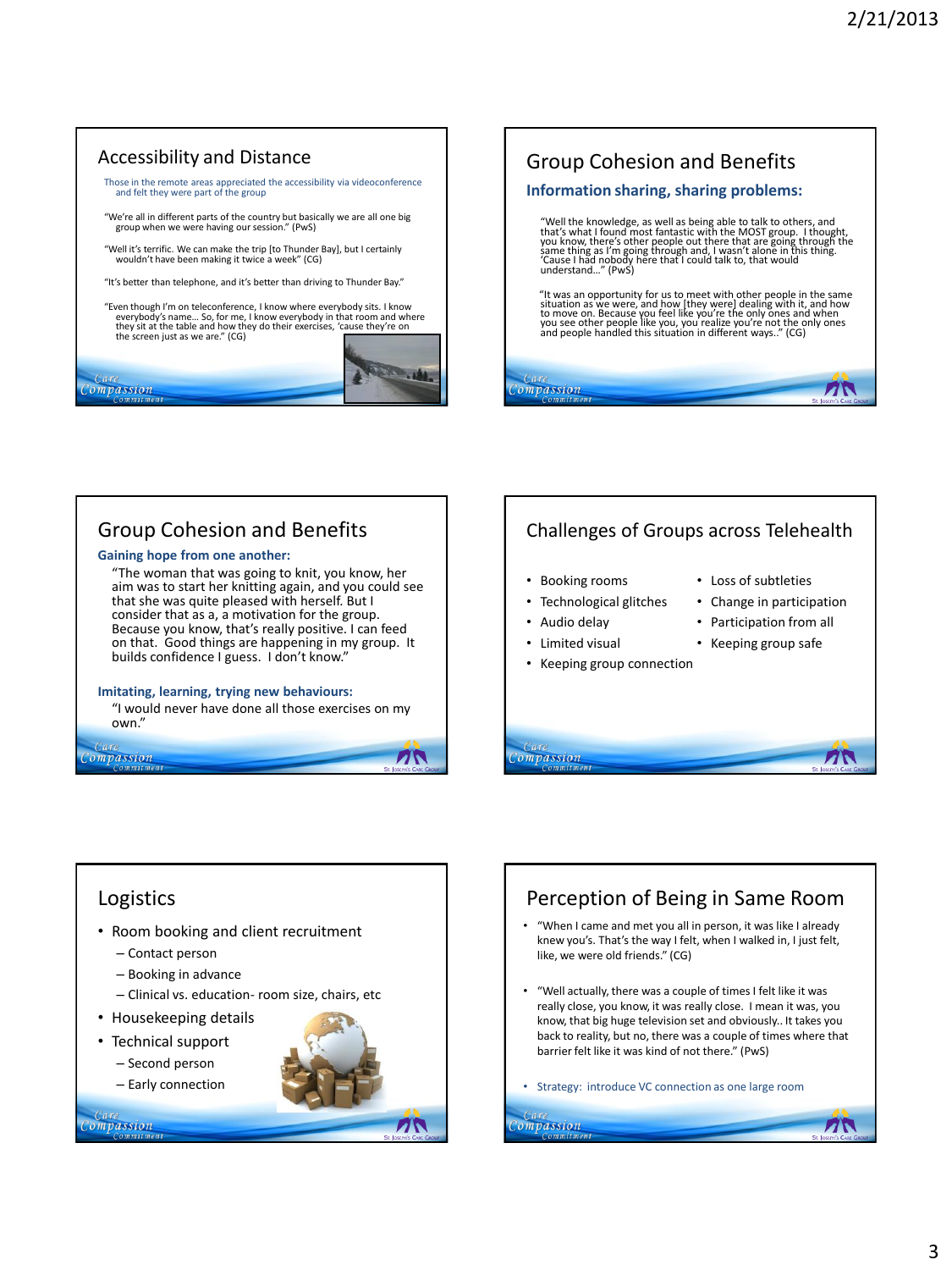## Accessibility and Distance

Those in the remote areas appreciated the accessibility via videoconference and felt they were part of the group

"We're all in different parts of the country but basically we are all one big group when we were having our session." (PwS)

"Well it's terrific. We can make the trip [to Thunder Bay], but I certainly wouldn't have been making it twice a week" (CG)

"It's better than telephone, and it's better than driving to Thunder Bay."

"Even though I'm on teleconference, I know where everybody sits. I know everybody's name… So, for me, I know everybody in that room and where they sit at the table and how they do their exercises, 'cause they're on the screen just as we are." (CG)

## Group Cohesion and Benefits

**Information sharing, sharing problems:**

"Well the knowledge, as well as being able to talk to others, and that's what I found most fantastic with the MOST group. I thought, you know, there's other people out there that are going through the same thing as I'm going through and, I wasn't alone in this thing. 'Cause I had nobody here that I could talk to, that would understand…" (PwS)

"It was an opportunity for us to meet with other people in the same situation as we were, and how [they were] dealing with it, and how to move on. Because you feel like you're the only ones and when you see other people like you, you realize you're not the only ones and people handled this situation in different ways.." (CG)

## Group Cohesion and Benefits

**Gaining hope from one another:**

"The woman that was going to knit, you know, her aim was to start her knitting again, and you could see that she was quite pleased with herself. But I consider that as a, a motivation for the group. Because you know, that's really positive. I can feed on that. Good things are happening in my group. It builds confidence I guess. I don't know."

**Imitating, learning, trying new behaviours:**

"I would never have done all those exercises on my own."

## Challenges of Groups across Telehealth

- Booking rooms
- Technological glitches
- Audio delay
- Limited visual
- Keeping group connection
- Loss of subtleties
- Change in participation
- Participation from all
- Keeping group safe

## Logistics

- Room booking and client recruitment
  - Contact person
  - Booking in advance
  - Clinical vs. education- room size, chairs, etc
- Housekeeping details
- Technical support
  - Second person
  - Early connection

## Perception of Being in Same Room

- "When I came and met you all in person, it was like I already knew you's. That's the way I felt, when I walked in, I just felt, like, we were old friends." (CG)
- "Well actually, there was a couple of times I felt like it was really close, you know, it was really close. I mean it was, you know, that big huge television set and obviously.. It takes you back to reality, but no, there was a couple of times where that barrier felt like it was kind of not there." (PwS)
- Strategy: introduce VC connection as one large room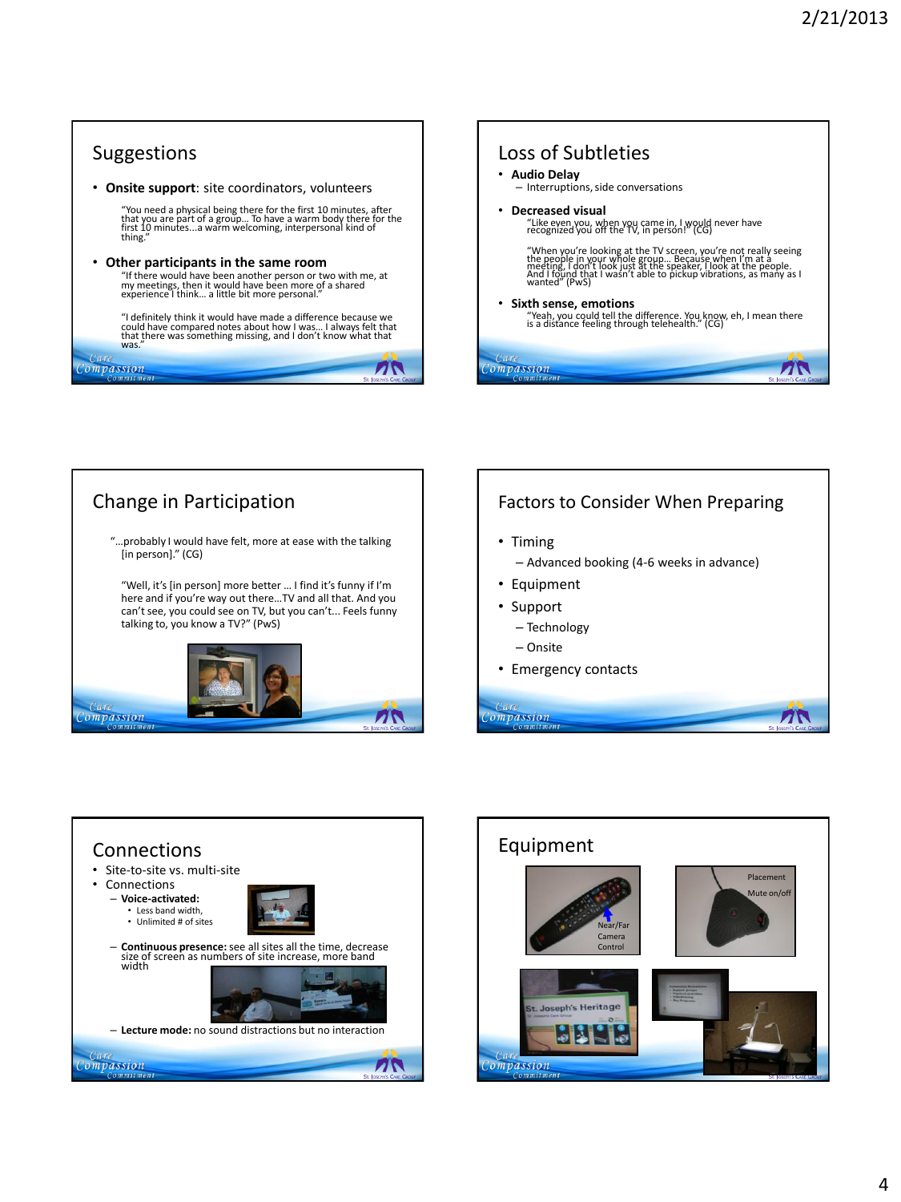## Suggestions

- **Onsite support**: site coordinators, volunteers

  "You need a physical being there for the first 10 minutes, after that you are part of a group… To have a warm body there for the first 10 minutes...a warm welcoming, interpersonal kind of thing."

- **Other participants in the same room**

  "If there would have been another person or two with me, at my meetings, then it would have been more of a shared experience I think… a little bit more personal."

  "I definitely think it would have made a difference because we could have compared notes about how I was… I always felt that that there was something missing, and I don't know what that was."

## Loss of Subtleties

- **Audio Delay**
  - Interruptions, side conversations
- **Decreased visual**

  "Like even you, when you came in, I would never have recognized you off the TV, in person!" (CG)

  "When you're looking at the TV screen, you're not really seeing the people in your whole group… Because when I'm at a meeting, I don't look just at the speaker, I look at the people. And I found that I wasn't able to pickup vibrations, as many as I wanted" (PwS)

- **Sixth sense, emotions**

  "Yeah, you could tell the difference. You know, eh, I mean there is a distance feeling through telehealth." (CG)

## Change in Participation

"…probably I would have felt, more at ease with the talking [in person]." (CG)

"Well, it's [in person] more better … I find it's funny if I'm here and if you're way out there…TV and all that. And you can't see, you could see on TV, but you can't... Feels funny talking to, you know a TV?" (PwS)

## Factors to Consider When Preparing

- Timing
  - Advanced booking (4-6 weeks in advance)
- Equipment
- Support
  - Technology
  - Onsite
- Emergency contacts

## Connections

- Site-to-site vs. multi-site
- Connections
  - **Voice-activated:**
    - Less band width,
    - Unlimited # of sites
  - **Continuous presence:** see all sites all the time, decrease size of screen as numbers of site increase, more band width
  - **Lecture mode:** no sound distractions but no interaction

## Equipment

Near/Far Camera Control

Placement

Mute on/off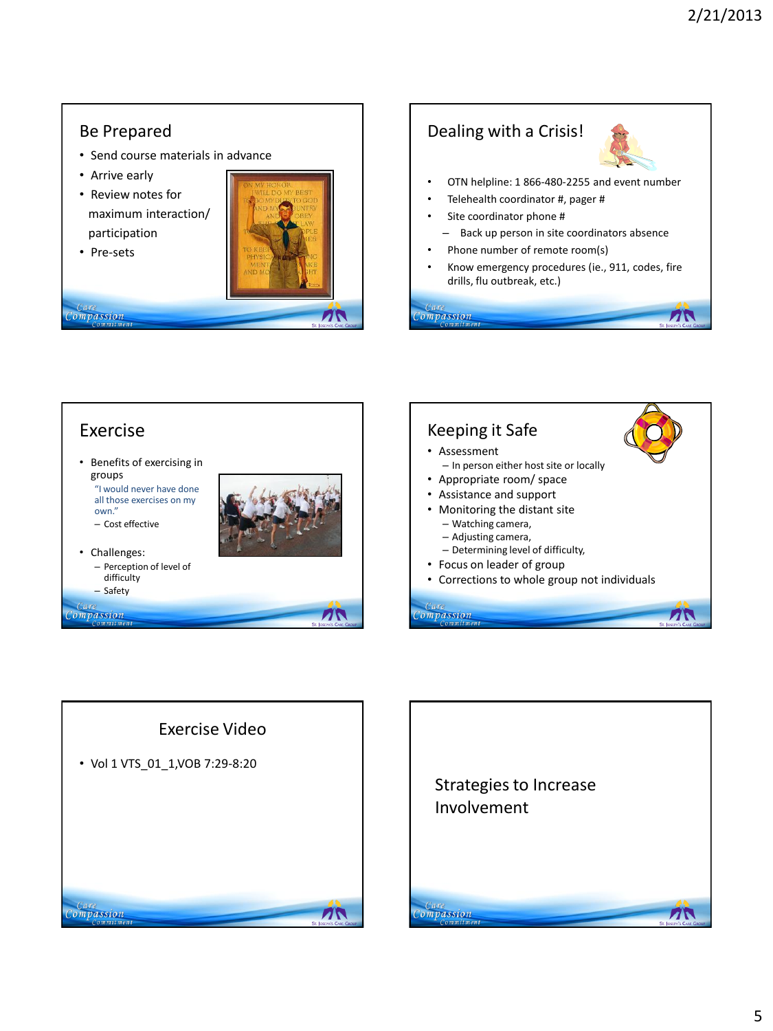## Be Prepared

- Send course materials in advance
- Arrive early
- Review notes for maximum interaction/ participation
- Pre-sets

## Dealing with a Crisis!

- OTN helpline: 1 866-480-2255 and event number
- Telehealth coordinator #, pager #
- Site coordinator phone #
  - Back up person in site coordinators absence
- Phone number of remote room(s)
- Know emergency procedures (ie., 911, codes, fire drills, flu outbreak, etc.)

## Exercise

- Benefits of exercising in groups
  - "I would never have done all those exercises on my own."
  - Cost effective
- Challenges:
  - Perception of level of difficulty
  - Safety

## Keeping it Safe

- Assessment
  - In person either host site or locally
- Appropriate room/ space
- Assistance and support
- Monitoring the distant site
  - Watching camera,
  - Adjusting camera,
  - Determining level of difficulty,
- Focus on leader of group
- Corrections to whole group not individuals

## Exercise Video

- Vol 1 VTS_01_1,VOB 7:29-8:20

## Strategies to Increase Involvement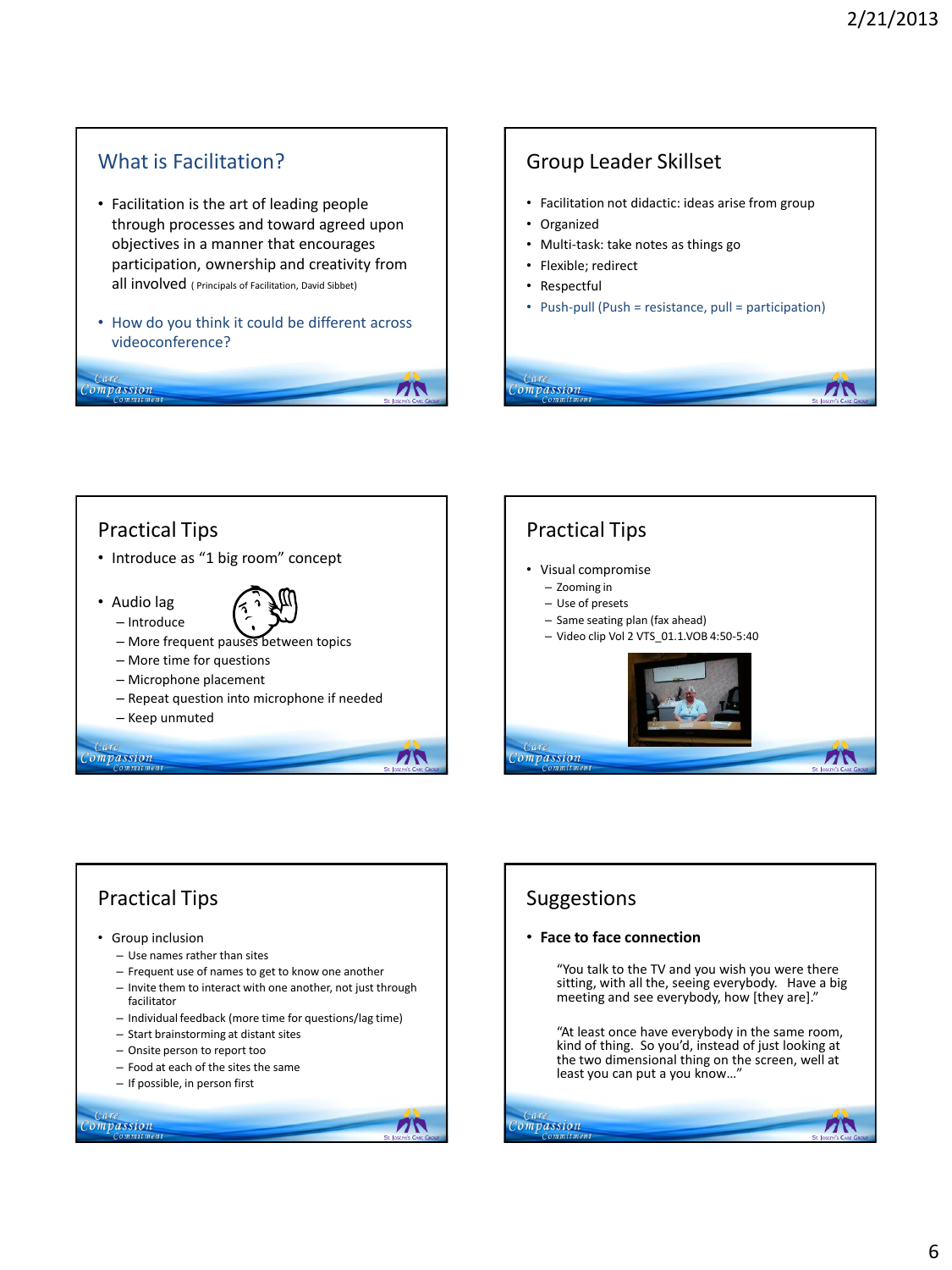## What is Facilitation?

- Facilitation is the art of leading people through processes and toward agreed upon objectives in a manner that encourages participation, ownership and creativity from all involved ( Principals of Facilitation, David Sibbet)
- How do you think it could be different across videoconference?

## Group Leader Skillset

- Facilitation not didactic: ideas arise from group
- Organized
- Multi-task: take notes as things go
- Flexible; redirect
- Respectful
- Push-pull (Push = resistance, pull = participation)

## Practical Tips

- Introduce as "1 big room" concept
- Audio lag
  - Introduce
  - More frequent pauses between topics
  - More time for questions
  - Microphone placement
  - Repeat question into microphone if needed
  - Keep unmuted

## Practical Tips

- Visual compromise
  - Zooming in
  - Use of presets
  - Same seating plan (fax ahead)
  - Video clip Vol 2 VTS_01.1.VOB 4:50-5:40

## Practical Tips

- Group inclusion
  - Use names rather than sites
  - Frequent use of names to get to know one another
  - Invite them to interact with one another, not just through facilitator
  - Individual feedback (more time for questions/lag time)
  - Start brainstorming at distant sites
  - Onsite person to report too
  - Food at each of the sites the same
  - If possible, in person first

## Suggestions

- **Face to face connection**

"You talk to the TV and you wish you were there sitting, with all the, seeing everybody. Have a big meeting and see everybody, how [they are]."

"At least once have everybody in the same room, kind of thing. So you'd, instead of just looking at the two dimensional thing on the screen, well at least you can put a you know…"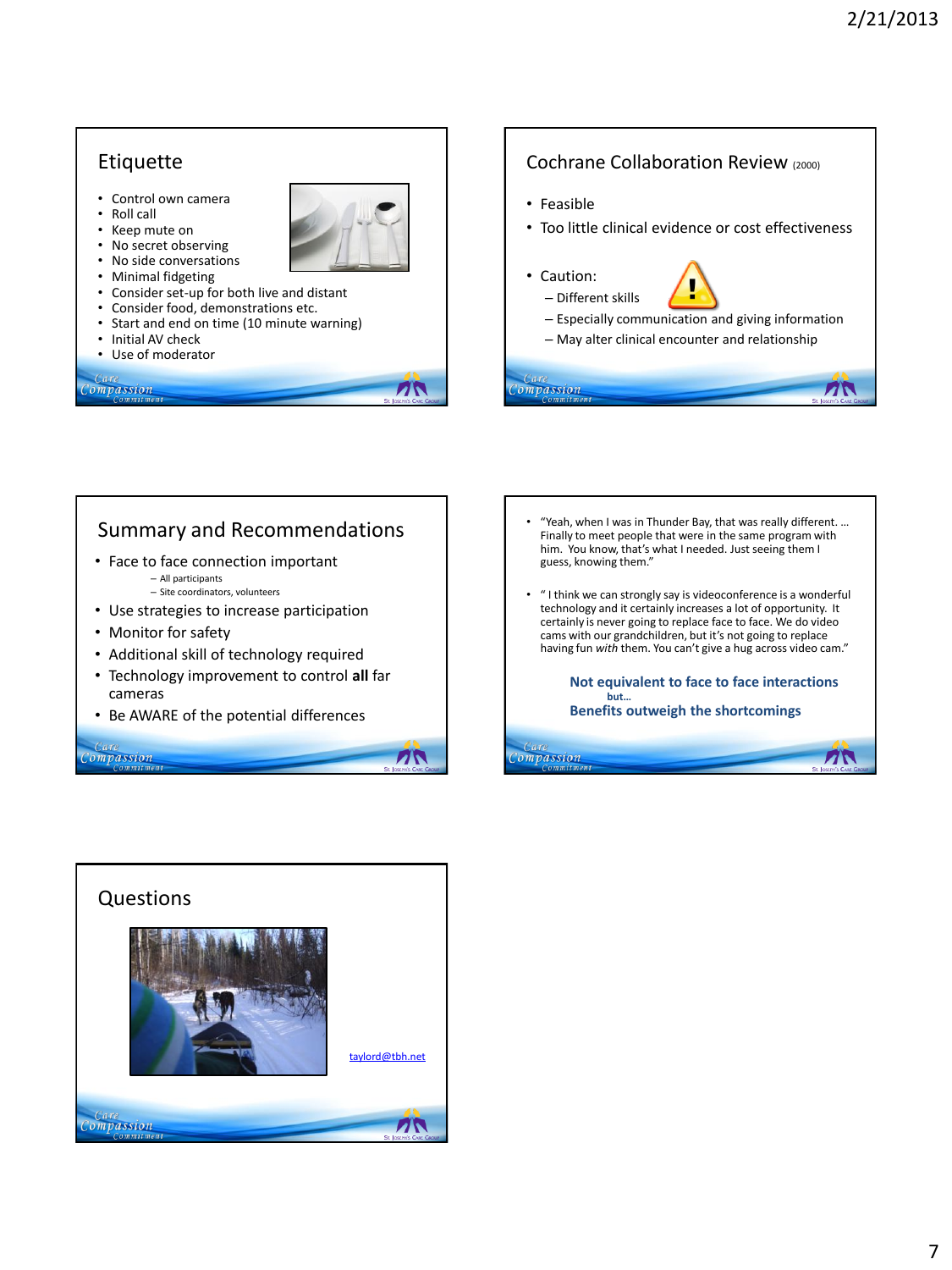## Etiquette

- Control own camera
- Roll call
- Keep mute on
- No secret observing
- No side conversations
- Minimal fidgeting
- Consider set-up for both live and distant
- Consider food, demonstrations etc.
- Start and end on time (10 minute warning)
- Initial AV check
- Use of moderator

## Cochrane Collaboration Review (2000)

- Feasible
- Too little clinical evidence or cost effectiveness
- Caution:
  - Different skills
  - Especially communication and giving information
  - May alter clinical encounter and relationship

## Summary and Recommendations

- Face to face connection important
  - All participants
  - Site coordinators, volunteers
- Use strategies to increase participation
- Monitor for safety
- Additional skill of technology required
- Technology improvement to control **all** far cameras
- Be AWARE of the potential differences

---

- "Yeah, when I was in Thunder Bay, that was really different. … Finally to meet people that were in the same program with him. You know, that's what I needed. Just seeing them I guess, knowing them."
- " I think we can strongly say is videoconference is a wonderful technology and it certainly increases a lot of opportunity. It certainly is never going to replace face to face. We do video cams with our grandchildren, but it's not going to replace having fun *with* them. You can't give a hug across video cam."

**Not equivalent to face to face interactions**

**but…**

**Benefits outweigh the shortcomings**

## Questions

taylord@tbh.net